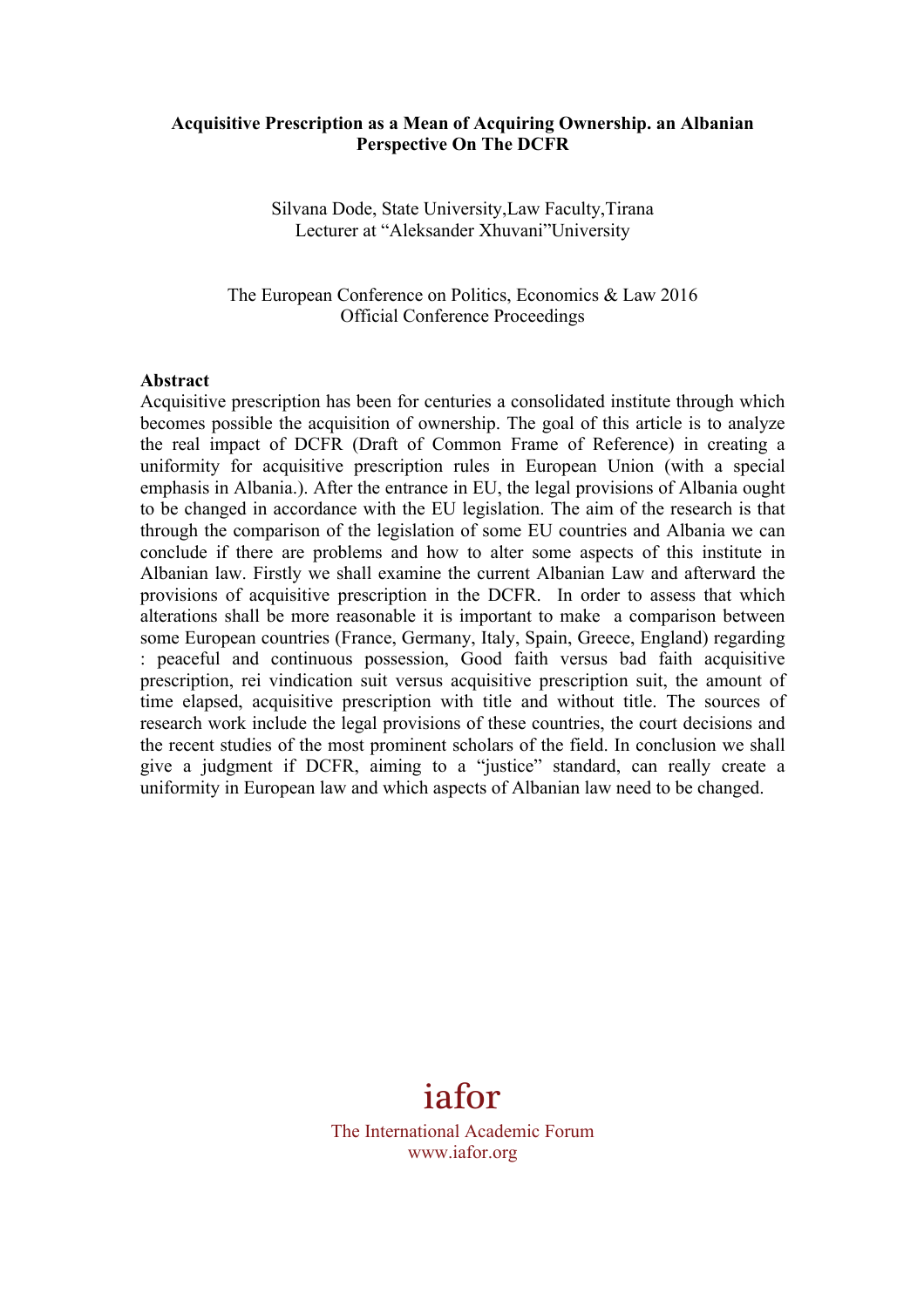# Acquisitive Prescription as a Mean of Acquiring Ownership. an Albanian Perspective On The DCFR

Silvana Dode, State University,Law Faculty,Tirana
Lecturer at "Aleksander Xhuvani"University

The European Conference on Politics, Economics & Law 2016
Official Conference Proceedings

**Abstract**

Acquisitive prescription has been for centuries a consolidated institute through which becomes possible the acquisition of ownership. The goal of this article is to analyze the real impact of DCFR (Draft of Common Frame of Reference) in creating a uniformity for acquisitive prescription rules in European Union (with a special emphasis in Albania.). After the entrance in EU, the legal provisions of Albania ought to be changed in accordance with the EU legislation. The aim of the research is that through the comparison of the legislation of some EU countries and Albania we can conclude if there are problems and how to alter some aspects of this institute in Albanian law. Firstly we shall examine the current Albanian Law and afterward the provisions of acquisitive prescription in the DCFR. In order to assess that which alterations shall be more reasonable it is important to make a comparison between some European countries (France, Germany, Italy, Spain, Greece, England) regarding : peaceful and continuous possession, Good faith versus bad faith acquisitive prescription, rei vindication suit versus acquisitive prescription suit, the amount of time elapsed, acquisitive prescription with title and without title. The sources of research work include the legal provisions of these countries, the court decisions and the recent studies of the most prominent scholars of the field. In conclusion we shall give a judgment if DCFR, aiming to a "justice" standard, can really create a uniformity in European law and which aspects of Albanian law need to be changed.

iafor

The International Academic Forum
www.iafor.org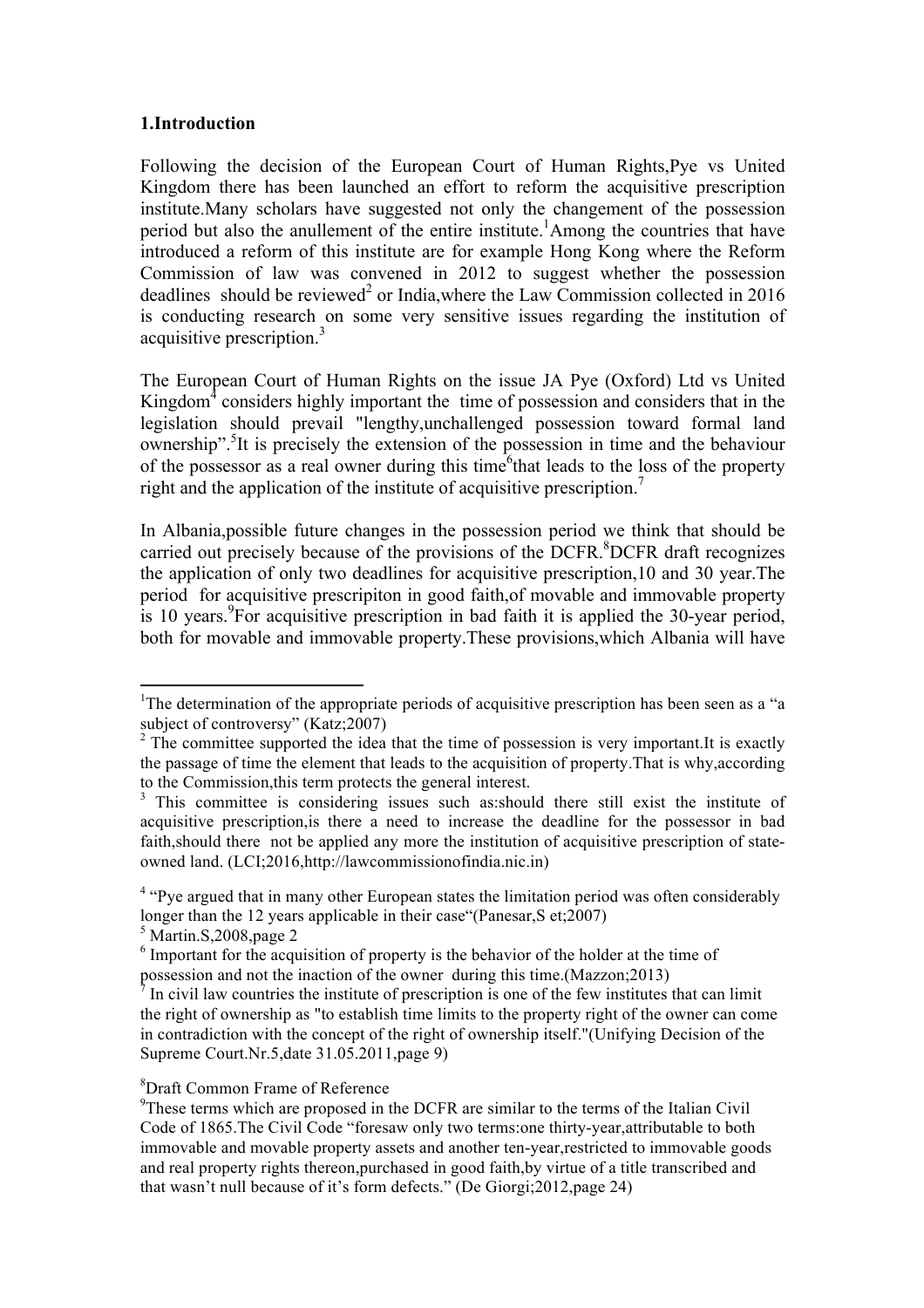## 1.Introduction

Following the decision of the European Court of Human Rights,Pye vs United Kingdom there has been launched an effort to reform the acquisitive prescription institute.Many scholars have suggested not only the changement of the possession period but also the anullement of the entire institute.[1]Among the countries that have introduced a reform of this institute are for example Hong Kong where the Reform Commission of law was convened in 2012 to suggest whether the possession deadlines should be reviewed[2] or India,where the Law Commission collected in 2016 is conducting research on some very sensitive issues regarding the institution of acquisitive prescription.[3]

The European Court of Human Rights on the issue JA Pye (Oxford) Ltd vs United Kingdom[4] considers highly important the time of possession and considers that in the legislation should prevail "lengthy,unchallenged possession toward formal land ownership".[5]It is precisely the extension of the possession in time and the behaviour of the possessor as a real owner during this time[6]that leads to the loss of the property right and the application of the institute of acquisitive prescription.[7]

In Albania,possible future changes in the possession period we think that should be carried out precisely because of the provisions of the DCFR.[8]DCFR draft recognizes the application of only two deadlines for acquisitive prescription,10 and 30 year.The period for acquisitive prescripiton in good faith,of movable and immovable property is 10 years.[9]For acquisitive prescription in bad faith it is applied the 30-year period, both for movable and immovable property.These provisions,which Albania will have

---

[1]The determination of the appropriate periods of acquisitive prescription has been seen as a "a subject of controversy" (Katz;2007)

[2] The committee supported the idea that the time of possession is very important.It is exactly the passage of time the element that leads to the acquisition of property.That is why,according to the Commission,this term protects the general interest.

[3] This committee is considering issues such as:should there still exist the institute of acquisitive prescription,is there a need to increase the deadline for the possessor in bad faith,should there not be applied any more the institution of acquisitive prescription of state-owned land. (LCI;2016,http://lawcommissionofindia.nic.in)

[4] "Pye argued that in many other European states the limitation period was often considerably longer than the 12 years applicable in their case"(Panesar,S et;2007)

[5] Martin.S,2008,page 2

[6] Important for the acquisition of property is the behavior of the holder at the time of possession and not the inaction of the owner during this time.(Mazzon;2013)

[7] In civil law countries the institute of prescription is one of the few institutes that can limit the right of ownership as "to establish time limits to the property right of the owner can come in contradiction with the concept of the right of ownership itself."(Unifying Decision of the Supreme Court.Nr.5,date 31.05.2011,page 9)

[8]Draft Common Frame of Reference

[9]These terms which are proposed in the DCFR are similar to the terms of the Italian Civil Code of 1865.The Civil Code "foresaw only two terms:one thirty-year,attributable to both immovable and movable property assets and another ten-year,restricted to immovable goods and real property rights thereon,purchased in good faith,by virtue of a title transcribed and that wasn't null because of it's form defects." (De Giorgi;2012,page 24)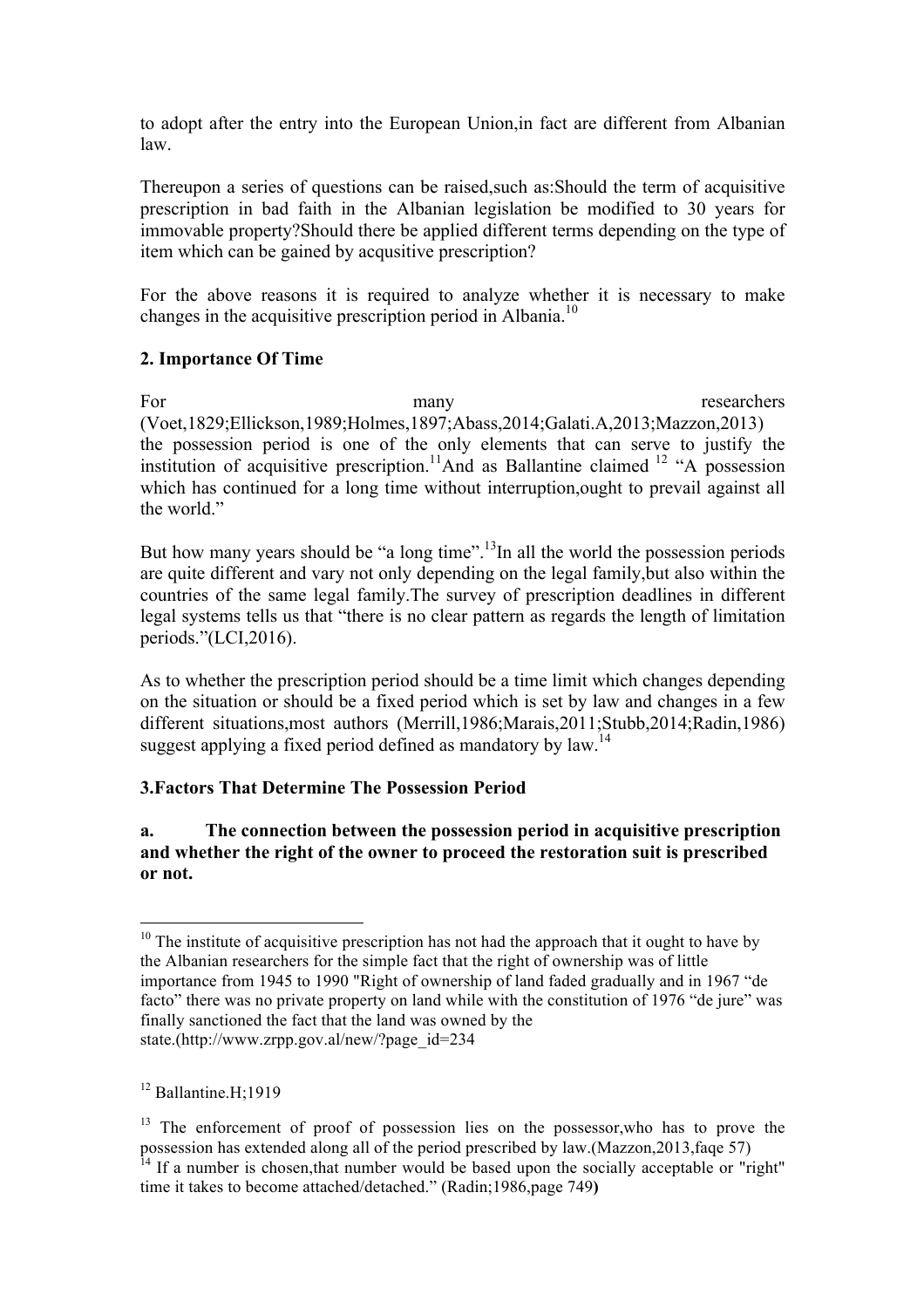to adopt after the entry into the European Union,in fact are different from Albanian law.

Thereupon a series of questions can be raised,such as:Should the term of acquisitive prescription in bad faith in the Albanian legislation be modified to 30 years for immovable property?Should there be applied different terms depending on the type of item which can be gained by acqusitive prescription?

For the above reasons it is required to analyze whether it is necessary to make changes in the acquisitive prescription period in Albania.[10]

## 2. Importance Of Time

For many researchers (Voet,1829;Ellickson,1989;Holmes,1897;Abass,2014;Galati.A,2013;Mazzon,2013) the possession period is one of the only elements that can serve to justify the institution of acquisitive prescription.[11]And as Ballantine claimed [12] "A possession which has continued for a long time without interruption,ought to prevail against all the world."

But how many years should be "a long time".[13]In all the world the possession periods are quite different and vary not only depending on the legal family,but also within the countries of the same legal family.The survey of prescription deadlines in different legal systems tells us that "there is no clear pattern as regards the length of limitation periods."(LCI,2016).

As to whether the prescription period should be a time limit which changes depending on the situation or should be a fixed period which is set by law and changes in a few different situations,most authors (Merrill,1986;Marais,2011;Stubb,2014;Radin,1986) suggest applying a fixed period defined as mandatory by law.[14]

## 3.Factors That Determine The Possession Period

### a. The connection between the possession period in acquisitive prescription and whether the right of the owner to proceed the restoration suit is prescribed or not.

---

[10] The institute of acquisitive prescription has not had the approach that it ought to have by the Albanian researchers for the simple fact that the right of ownership was of little importance from 1945 to 1990 "Right of ownership of land faded gradually and in 1967 "de facto" there was no private property on land while with the constitution of 1976 "de jure" was finally sanctioned the fact that the land was owned by the state.(http://www.zrpp.gov.al/new/?page_id=234

[12] Ballantine.H;1919

[13] The enforcement of proof of possession lies on the possessor,who has to prove the possession has extended along all of the period prescribed by law.(Mazzon,2013,faqe 57)

[14] If a number is chosen,that number would be based upon the socially acceptable or "right" time it takes to become attached/detached." (Radin;1986,page 749)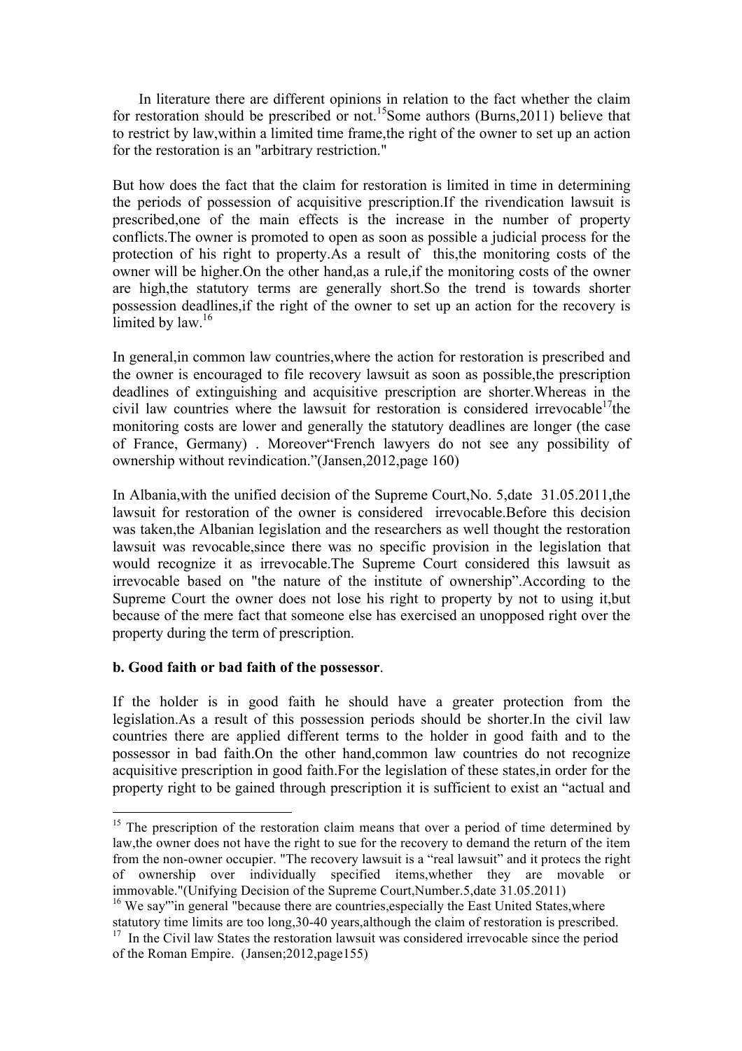In literature there are different opinions in relation to the fact whether the claim for restoration should be prescribed or not.[15]Some authors (Burns,2011) believe that to restrict by law,within a limited time frame,the right of the owner to set up an action for the restoration is an "arbitrary restriction."

But how does the fact that the claim for restoration is limited in time in determining the periods of possession of acquisitive prescription.If the rivendication lawsuit is prescribed,one of the main effects is the increase in the number of property conflicts.The owner is promoted to open as soon as possible a judicial process for the protection of his right to property.As a result of this,the monitoring costs of the owner will be higher.On the other hand,as a rule,if the monitoring costs of the owner are high,the statutory terms are generally short.So the trend is towards shorter possession deadlines,if the right of the owner to set up an action for the recovery is limited by law.[16]

In general,in common law countries,where the action for restoration is prescribed and the owner is encouraged to file recovery lawsuit as soon as possible,the prescription deadlines of extinguishing and acquisitive prescription are shorter.Whereas in the civil law countries where the lawsuit for restoration is considered irrevocable[17]the monitoring costs are lower and generally the statutory deadlines are longer (the case of France, Germany) . Moreover"French lawyers do not see any possibility of ownership without revindication."(Jansen,2012,page 160)

In Albania,with the unified decision of the Supreme Court,No. 5,date 31.05.2011,the lawsuit for restoration of the owner is considered irrevocable.Before this decision was taken,the Albanian legislation and the researchers as well thought the restoration lawsuit was revocable,since there was no specific provision in the legislation that would recognize it as irrevocable.The Supreme Court considered this lawsuit as irrevocable based on "the nature of the institute of ownership".According to the Supreme Court the owner does not lose his right to property by not to using it,but because of the mere fact that someone else has exercised an unopposed right over the property during the term of prescription.

**b. Good faith or bad faith of the possessor**.

If the holder is in good faith he should have a greater protection from the legislation.As a result of this possession periods should be shorter.In the civil law countries there are applied different terms to the holder in good faith and to the possessor in bad faith.On the other hand,common law countries do not recognize acquisitive prescription in good faith.For the legislation of these states,in order for the property right to be gained through prescription it is sufficient to exist an "actual and

---

[15] The prescription of the restoration claim means that over a period of time determined by law,the owner does not have the right to sue for the recovery to demand the return of the item from the non-owner occupier. "The recovery lawsuit is a "real lawsuit" and it protecs the right of ownership over individually specified items,whether they are movable or immovable."(Unifying Decision of the Supreme Court,Number.5,date 31.05.2011)

[16] We say"'in general "because there are countries,especially the East United States,where statutory time limits are too long,30-40 years,although the claim of restoration is prescribed.

[17] In the Civil law States the restoration lawsuit was considered irrevocable since the period of the Roman Empire. (Jansen;2012,page155)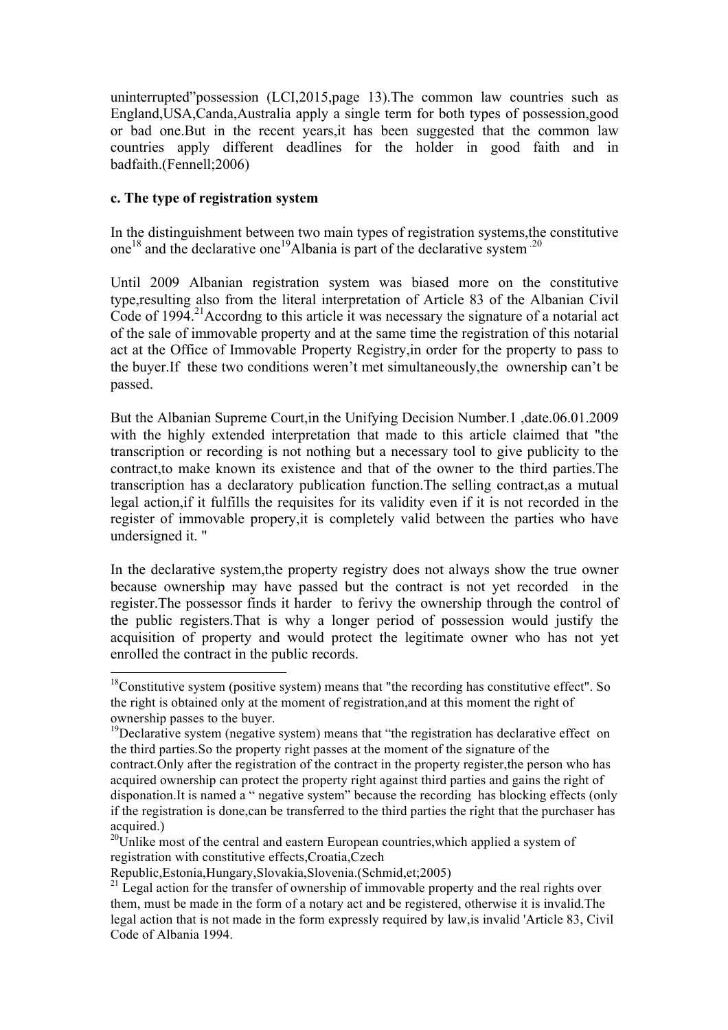uninterrupted"possession (LCI,2015,page 13).The common law countries such as England,USA,Canda,Australia apply a single term for both types of possession,good or bad one.But in the recent years,it has been suggested that the common law countries apply different deadlines for the holder in good faith and in badfaith.(Fennell;2006)

**c. The type of registration system**

In the distinguishment between two main types of registration systems,the constitutive one[18] and the declarative one[19]Albania is part of the declarative system [20]

Until 2009 Albanian registration system was biased more on the constitutive type,resulting also from the literal interpretation of Article 83 of the Albanian Civil Code of 1994.[21]Accordng to this article it was necessary the signature of a notarial act of the sale of immovable property and at the same time the registration of this notarial act at the Office of Immovable Property Registry,in order for the property to pass to the buyer.If these two conditions weren't met simultaneously,the ownership can't be passed.

But the Albanian Supreme Court,in the Unifying Decision Number.1 ,date.06.01.2009 with the highly extended interpretation that made to this article claimed that "the transcription or recording is not nothing but a necessary tool to give publicity to the contract,to make known its existence and that of the owner to the third parties.The transcription has a declaratory publication function.The selling contract,as a mutual legal action,if it fulfills the requisites for its validity even if it is not recorded in the register of immovable propery,it is completely valid between the parties who have undersigned it. "

In the declarative system,the property registry does not always show the true owner because ownership may have passed but the contract is not yet recorded in the register.The possessor finds it harder to ferivy the ownership through the control of the public registers.That is why a longer period of possession would justify the acquisition of property and would protect the legitimate owner who has not yet enrolled the contract in the public records.

---

[18]Constitutive system (positive system) means that "the recording has constitutive effect". So the right is obtained only at the moment of registration,and at this moment the right of ownership passes to the buyer.

[19]Declarative system (negative system) means that "the registration has declarative effect on the third parties.So the property right passes at the moment of the signature of the contract.Only after the registration of the contract in the property register,the person who has acquired ownership can protect the property right against third parties and gains the right of disponation.It is named a " negative system" because the recording has blocking effects (only if the registration is done,can be transferred to the third parties the right that the purchaser has acquired.)

[20]Unlike most of the central and eastern European countries,which applied a system of registration with constitutive effects,Croatia,Czech Republic,Estonia,Hungary,Slovakia,Slovenia.(Schmid,et;2005)

[21] Legal action for the transfer of ownership of immovable property and the real rights over them, must be made in the form of a notary act and be registered, otherwise it is invalid.The legal action that is not made in the form expressly required by law,is invalid 'Article 83, Civil Code of Albania 1994.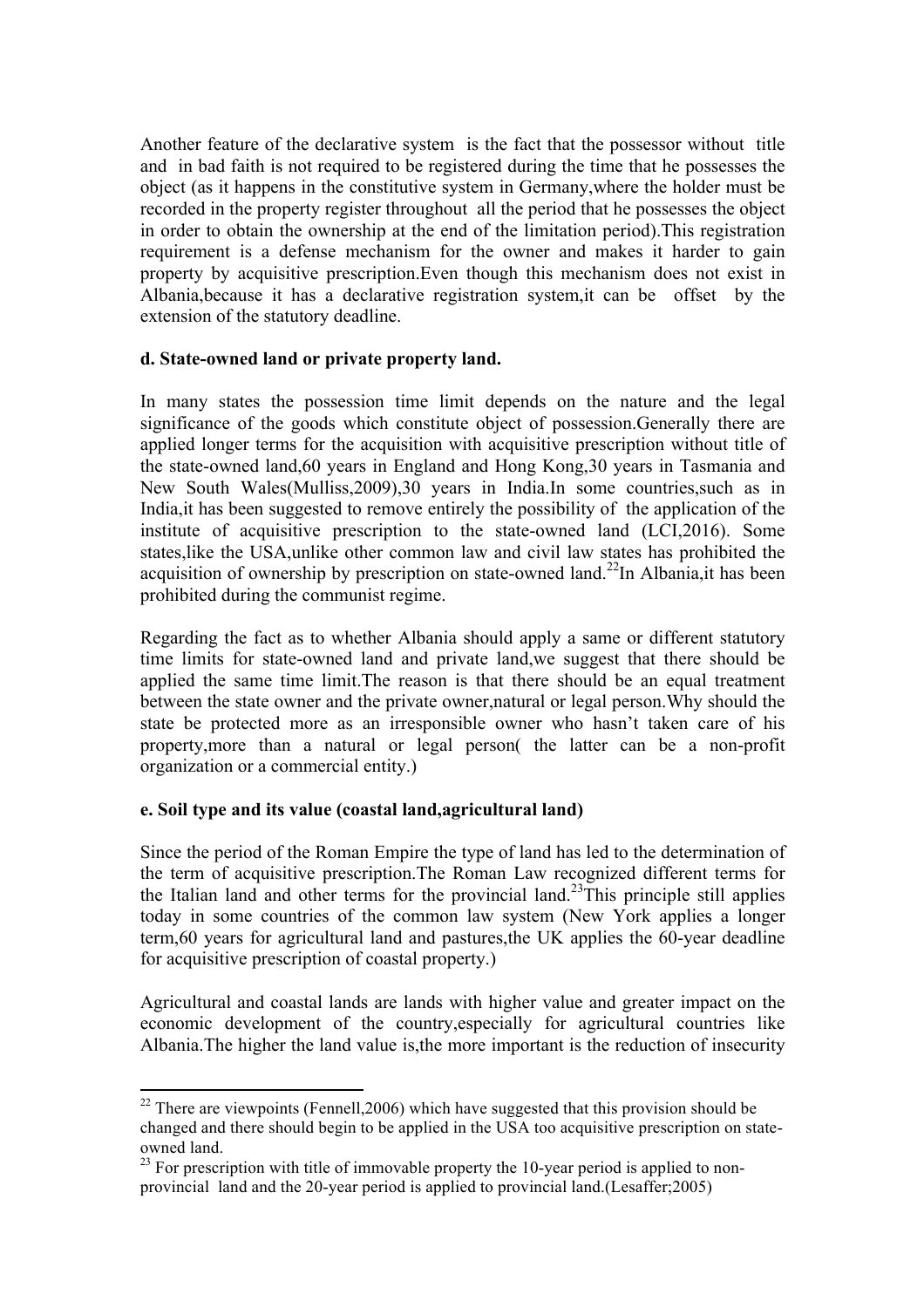Another feature of the declarative system is the fact that the possessor without title and in bad faith is not required to be registered during the time that he possesses the object (as it happens in the constitutive system in Germany,where the holder must be recorded in the property register throughout all the period that he possesses the object in order to obtain the ownership at the end of the limitation period).This registration requirement is a defense mechanism for the owner and makes it harder to gain property by acquisitive prescription.Even though this mechanism does not exist in Albania,because it has a declarative registration system,it can be offset by the extension of the statutory deadline.

**d. State-owned land or private property land.**

In many states the possession time limit depends on the nature and the legal significance of the goods which constitute object of possession.Generally there are applied longer terms for the acquisition with acquisitive prescription without title of the state-owned land,60 years in England and Hong Kong,30 years in Tasmania and New South Wales(Mulliss,2009),30 years in India.In some countries,such as in India,it has been suggested to remove entirely the possibility of the application of the institute of acquisitive prescription to the state-owned land (LCI,2016). Some states,like the USA,unlike other common law and civil law states has prohibited the acquisition of ownership by prescription on state-owned land.[22]In Albania,it has been prohibited during the communist regime.

Regarding the fact as to whether Albania should apply a same or different statutory time limits for state-owned land and private land,we suggest that there should be applied the same time limit.The reason is that there should be an equal treatment between the state owner and the private owner,natural or legal person.Why should the state be protected more as an irresponsible owner who hasn't taken care of his property,more than a natural or legal person( the latter can be a non-profit organization or a commercial entity.)

**e. Soil type and its value (coastal land,agricultural land)**

Since the period of the Roman Empire the type of land has led to the determination of the term of acquisitive prescription.The Roman Law recognized different terms for the Italian land and other terms for the provincial land.[23]This principle still applies today in some countries of the common law system (New York applies a longer term,60 years for agricultural land and pastures,the UK applies the 60-year deadline for acquisitive prescription of coastal property.)

Agricultural and coastal lands are lands with higher value and greater impact on the economic development of the country,especially for agricultural countries like Albania.The higher the land value is,the more important is the reduction of insecurity

---

[22] There are viewpoints (Fennell,2006) which have suggested that this provision should be changed and there should begin to be applied in the USA too acquisitive prescription on state-owned land.

[23] For prescription with title of immovable property the 10-year period is applied to non-provincial land and the 20-year period is applied to provincial land.(Lesaffer;2005)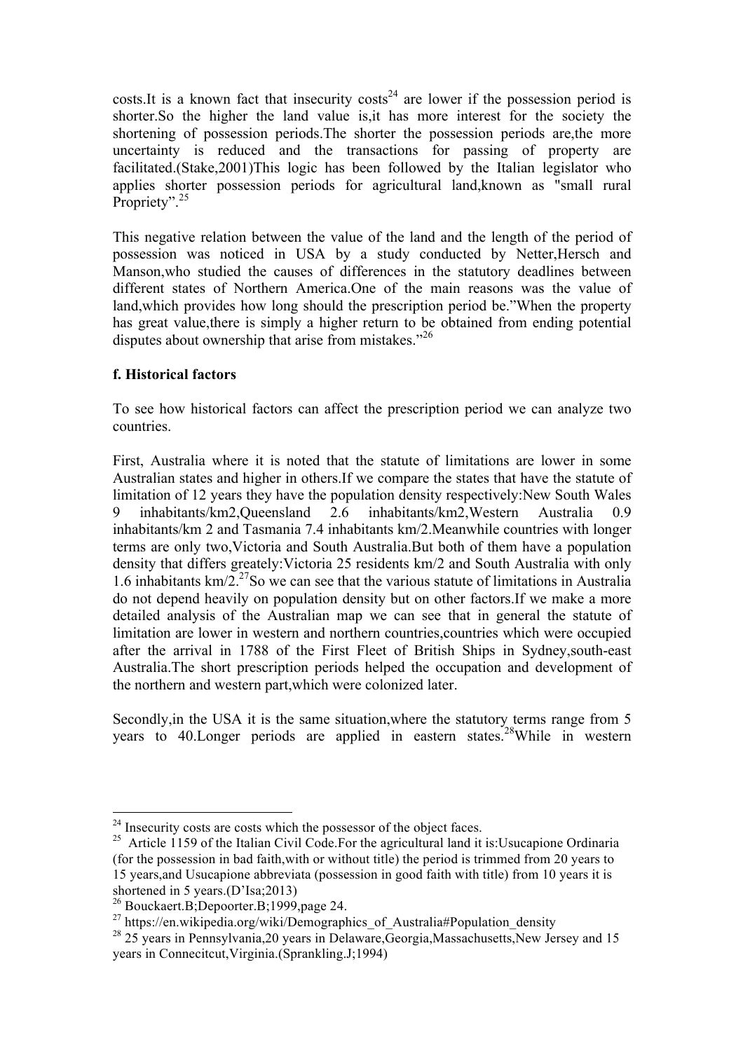costs.It is a known fact that insecurity costs[24] are lower if the possession period is shorter.So the higher the land value is,it has more interest for the society the shortening of possession periods.The shorter the possession periods are,the more uncertainty is reduced and the transactions for passing of property are facilitated.(Stake,2001)This logic has been followed by the Italian legislator who applies shorter possession periods for agricultural land,known as "small rural Propriety".[25]

This negative relation between the value of the land and the length of the period of possession was noticed in USA by a study conducted by Netter,Hersch and Manson,who studied the causes of differences in the statutory deadlines between different states of Northern America.One of the main reasons was the value of land,which provides how long should the prescription period be."When the property has great value,there is simply a higher return to be obtained from ending potential disputes about ownership that arise from mistakes."[26]

**f. Historical factors**

To see how historical factors can affect the prescription period we can analyze two countries.

First, Australia where it is noted that the statute of limitations are lower in some Australian states and higher in others.If we compare the states that have the statute of limitation of 12 years they have the population density respectively:New South Wales 9 inhabitants/km2,Queensland 2.6 inhabitants/km2,Western Australia 0.9 inhabitants/km 2 and Tasmania 7.4 inhabitants km/2.Meanwhile countries with longer terms are only two,Victoria and South Australia.But both of them have a population density that differs greately:Victoria 25 residents km/2 and South Australia with only 1.6 inhabitants km/2.[27]So we can see that the various statute of limitations in Australia do not depend heavily on population density but on other factors.If we make a more detailed analysis of the Australian map we can see that in general the statute of limitation are lower in western and northern countries,countries which were occupied after the arrival in 1788 of the First Fleet of British Ships in Sydney,south-east Australia.The short prescription periods helped the occupation and development of the northern and western part,which were colonized later.

Secondly,in the USA it is the same situation,where the statutory terms range from 5 years to 40.Longer periods are applied in eastern states.[28]While in western

---

[24] Insecurity costs are costs which the possessor of the object faces.

[25] Article 1159 of the Italian Civil Code.For the agricultural land it is:Usucapione Ordinaria (for the possession in bad faith,with or without title) the period is trimmed from 20 years to 15 years,and Usucapione abbreviata (possession in good faith with title) from 10 years it is shortened in 5 years.(D'Isa;2013)

[26] Bouckaert.B;Depoorter.B;1999,page 24.

[27] https://en.wikipedia.org/wiki/Demographics_of_Australia#Population_density

[28] 25 years in Pennsylvania,20 years in Delaware,Georgia,Massachusetts,New Jersey and 15 years in Connecitcut,Virginia.(Sprankling.J;1994)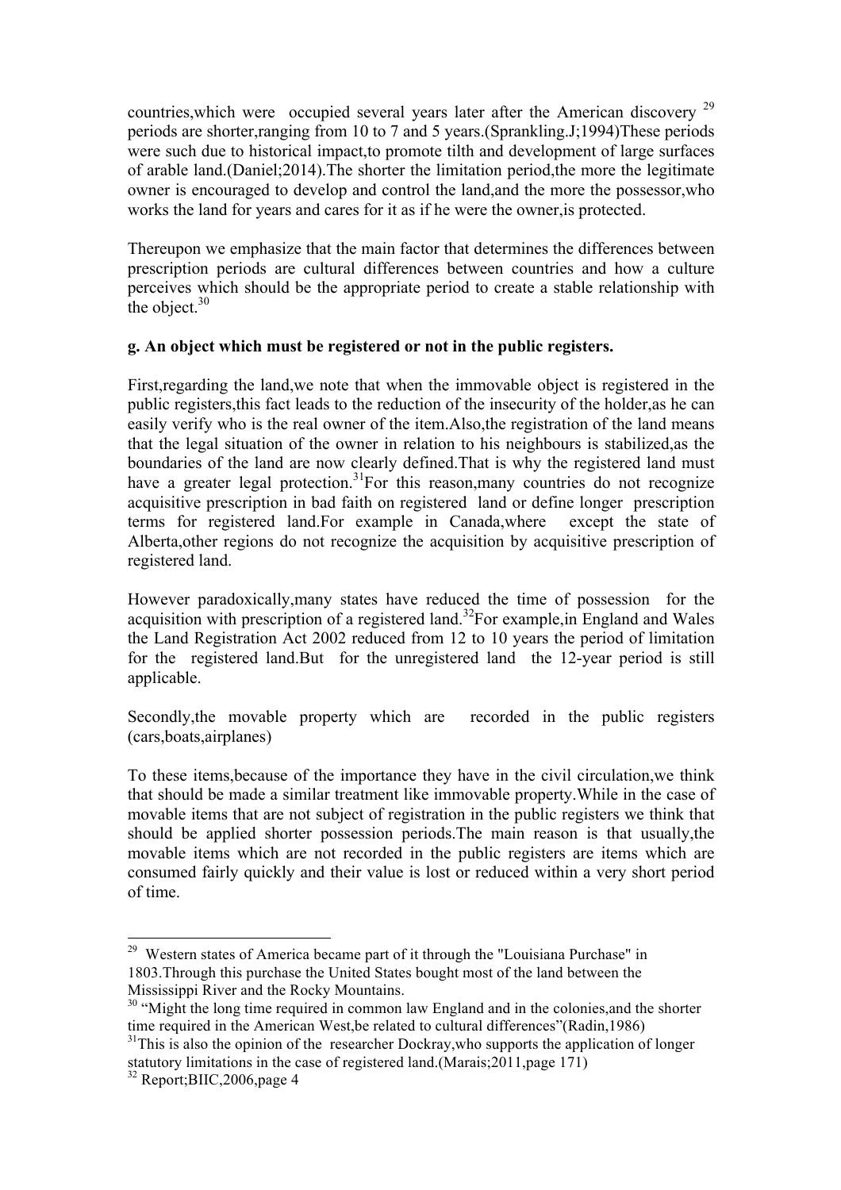countries,which were occupied several years later after the American discovery [29] periods are shorter,ranging from 10 to 7 and 5 years.(Sprankling.J;1994)These periods were such due to historical impact,to promote tilth and development of large surfaces of arable land.(Daniel;2014).The shorter the limitation period,the more the legitimate owner is encouraged to develop and control the land,and the more the possessor,who works the land for years and cares for it as if he were the owner,is protected.

Thereupon we emphasize that the main factor that determines the differences between prescription periods are cultural differences between countries and how a culture perceives which should be the appropriate period to create a stable relationship with the object.[30]

**g. An object which must be registered or not in the public registers.**

First,regarding the land,we note that when the immovable object is registered in the public registers,this fact leads to the reduction of the insecurity of the holder,as he can easily verify who is the real owner of the item.Also,the registration of the land means that the legal situation of the owner in relation to his neighbours is stabilized,as the boundaries of the land are now clearly defined.That is why the registered land must have a greater legal protection.[31]For this reason,many countries do not recognize acquisitive prescription in bad faith on registered land or define longer prescription terms for registered land.For example in Canada,where except the state of Alberta,other regions do not recognize the acquisition by acquisitive prescription of registered land.

However paradoxically,many states have reduced the time of possession for the acquisition with prescription of a registered land.[32]For example,in England and Wales the Land Registration Act 2002 reduced from 12 to 10 years the period of limitation for the registered land.But for the unregistered land the 12-year period is still applicable.

Secondly,the movable property which are recorded in the public registers (cars,boats,airplanes)

To these items,because of the importance they have in the civil circulation,we think that should be made a similar treatment like immovable property.While in the case of movable items that are not subject of registration in the public registers we think that should be applied shorter possession periods.The main reason is that usually,the movable items which are not recorded in the public registers are items which are consumed fairly quickly and their value is lost or reduced within a very short period of time.

---

[29] Western states of America became part of it through the "Louisiana Purchase" in 1803.Through this purchase the United States bought most of the land between the Mississippi River and the Rocky Mountains.

[30] "Might the long time required in common law England and in the colonies,and the shorter time required in the American West,be related to cultural differences"(Radin,1986)

[31] This is also the opinion of the researcher Dockray,who supports the application of longer statutory limitations in the case of registered land.(Marais;2011,page 171)

[32] Report;BIIC,2006,page 4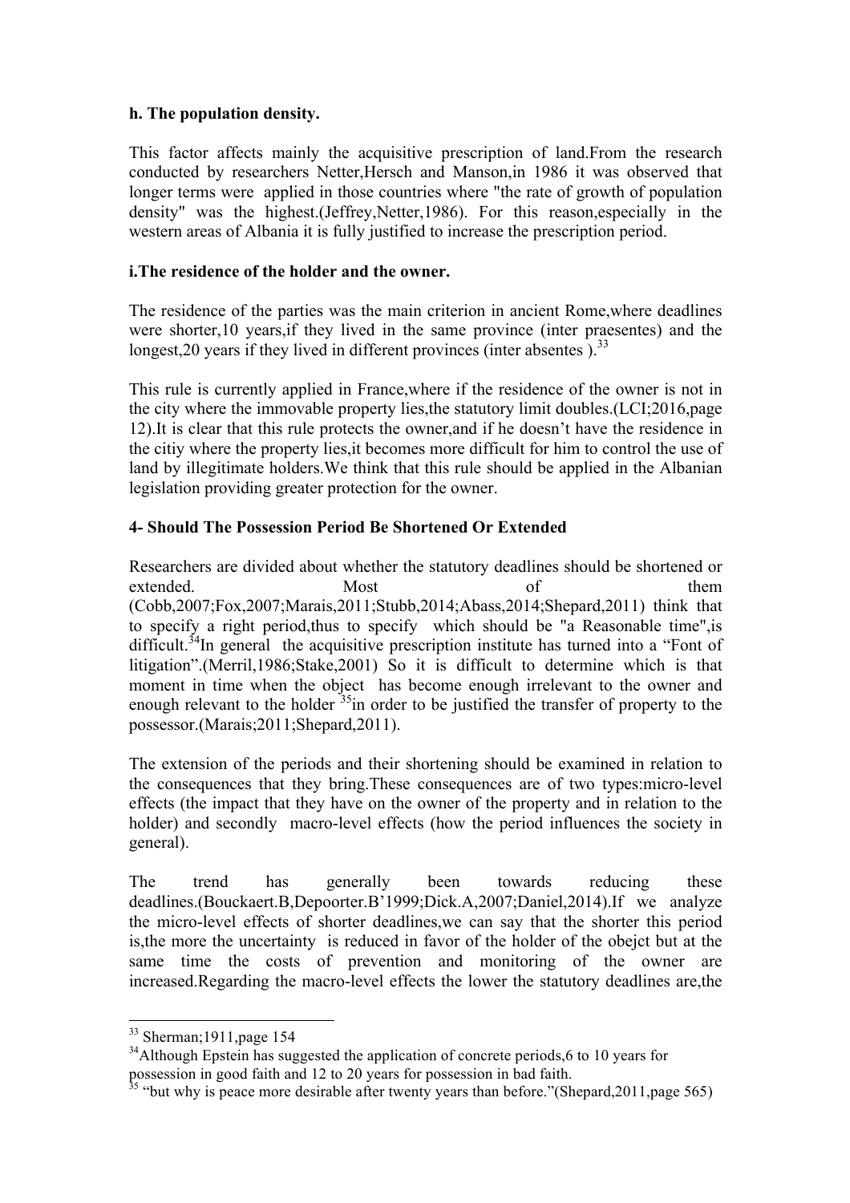**h. The population density.**

This factor affects mainly the acquisitive prescription of land.From the research conducted by researchers Netter,Hersch and Manson,in 1986 it was observed that longer terms were applied in those countries where "the rate of growth of population density" was the highest.(Jeffrey,Netter,1986). For this reason,especially in the western areas of Albania it is fully justified to increase the prescription period.

**i.The residence of the holder and the owner.**

The residence of the parties was the main criterion in ancient Rome,where deadlines were shorter,10 years,if they lived in the same province (inter praesentes) and the longest,20 years if they lived in different provinces (inter absentes ).[33]

This rule is currently applied in France,where if the residence of the owner is not in the city where the immovable property lies,the statutory limit doubles.(LCI;2016,page 12).It is clear that this rule protects the owner,and if he doesn't have the residence in the citiy where the property lies,it becomes more difficult for him to control the use of land by illegitimate holders.We think that this rule should be applied in the Albanian legislation providing greater protection for the owner.

**4- Should The Possession Period Be Shortened Or Extended**

Researchers are divided about whether the statutory deadlines should be shortened or extended. Most of them (Cobb,2007;Fox,2007;Marais,2011;Stubb,2014;Abass,2014;Shepard,2011) think that to specify a right period,thus to specify which should be "a Reasonable time",is difficult.[34]In general the acquisitive prescription institute has turned into a "Font of litigation".(Merril,1986;Stake,2001) So it is difficult to determine which is that moment in time when the object has become enough irrelevant to the owner and enough relevant to the holder [35]in order to be justified the transfer of property to the possessor.(Marais;2011;Shepard,2011).

The extension of the periods and their shortening should be examined in relation to the consequences that they bring.These consequences are of two types:micro-level effects (the impact that they have on the owner of the property and in relation to the holder) and secondly macro-level effects (how the period influences the society in general).

The trend has generally been towards reducing these deadlines.(Bouckaert.B,Depoorter.B'1999;Dick.A,2007;Daniel,2014).If we analyze the micro-level effects of shorter deadlines,we can say that the shorter this period is,the more the uncertainty is reduced in favor of the holder of the obejct but at the same time the costs of prevention and monitoring of the owner are increased.Regarding the macro-level effects the lower the statutory deadlines are,the

---

[33] Sherman;1911,page 154

[34] Although Epstein has suggested the application of concrete periods,6 to 10 years for possession in good faith and 12 to 20 years for possession in bad faith.

[35] "but why is peace more desirable after twenty years than before."(Shepard,2011,page 565)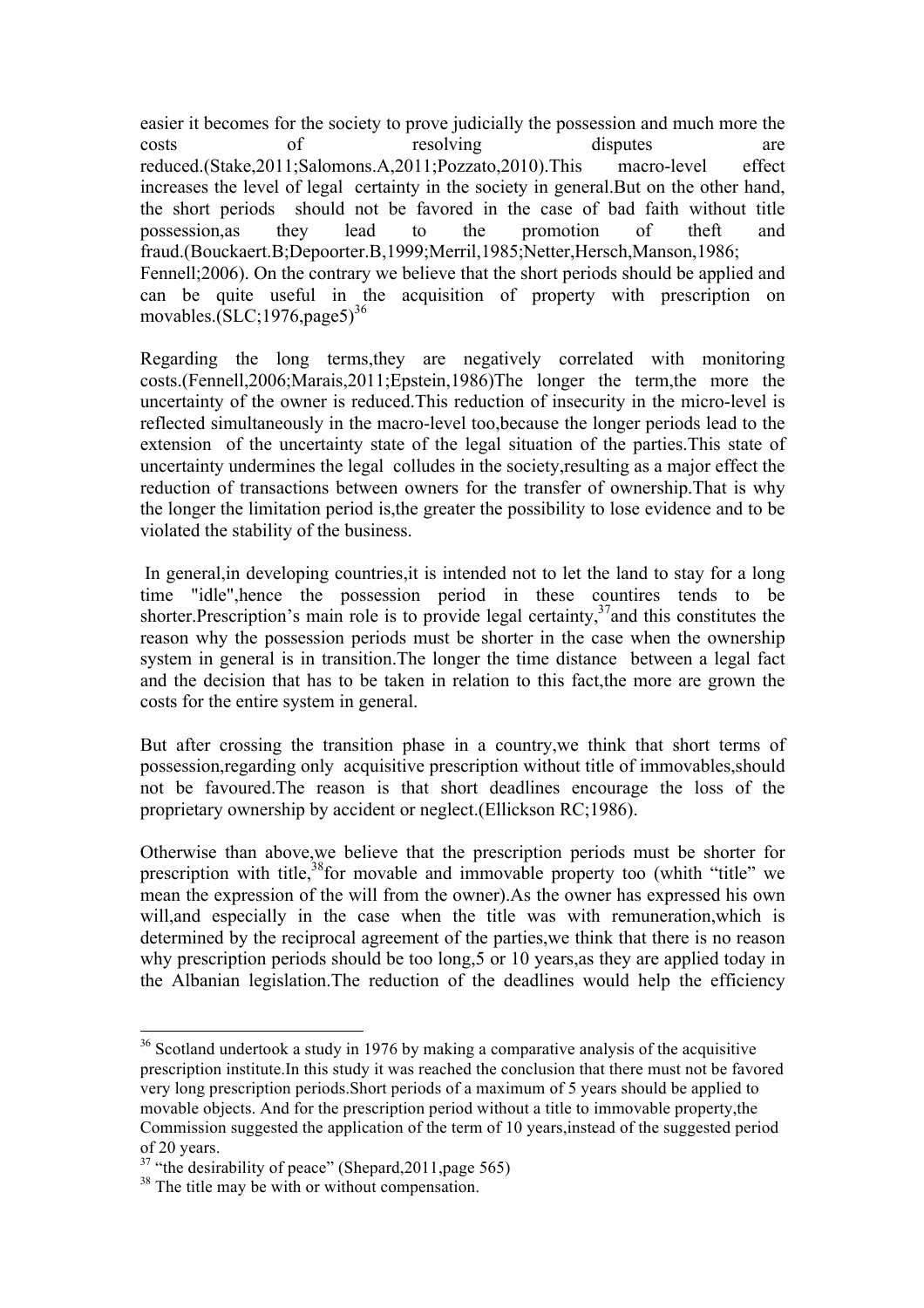easier it becomes for the society to prove judicially the possession and much more the costs of resolving disputes are reduced.(Stake,2011;Salomons.A,2011;Pozzato,2010).This macro-level effect increases the level of legal certainty in the society in general.But on the other hand, the short periods should not be favored in the case of bad faith without title possession,as they lead to the promotion of theft and fraud.(Bouckaert.B;Depoorter.B,1999;Merril,1985;Netter,Hersch,Manson,1986; Fennell;2006). On the contrary we believe that the short periods should be applied and can be quite useful in the acquisition of property with prescription on movables.(SLC;1976,page5)[36]

Regarding the long terms,they are negatively correlated with monitoring costs.(Fennell,2006;Marais,2011;Epstein,1986)The longer the term,the more the uncertainty of the owner is reduced.This reduction of insecurity in the micro-level is reflected simultaneously in the macro-level too,because the longer periods lead to the extension of the uncertainty state of the legal situation of the parties.This state of uncertainty undermines the legal colludes in the society,resulting as a major effect the reduction of transactions between owners for the transfer of ownership.That is why the longer the limitation period is,the greater the possibility to lose evidence and to be violated the stability of the business.

In general,in developing countries,it is intended not to let the land to stay for a long time "idle",hence the possession period in these countires tends to be shorter.Prescription's main role is to provide legal certainty,[37]and this constitutes the reason why the possession periods must be shorter in the case when the ownership system in general is in transition.The longer the time distance between a legal fact and the decision that has to be taken in relation to this fact,the more are grown the costs for the entire system in general.

But after crossing the transition phase in a country,we think that short terms of possession,regarding only acquisitive prescription without title of immovables,should not be favoured.The reason is that short deadlines encourage the loss of the proprietary ownership by accident or neglect.(Ellickson RC;1986).

Otherwise than above,we believe that the prescription periods must be shorter for prescription with title,[38]for movable and immovable property too (whith "title" we mean the expression of the will from the owner).As the owner has expressed his own will,and especially in the case when the title was with remuneration,which is determined by the reciprocal agreement of the parties,we think that there is no reason why prescription periods should be too long,5 or 10 years,as they are applied today in the Albanian legislation.The reduction of the deadlines would help the efficiency

---

[36] Scotland undertook a study in 1976 by making a comparative analysis of the acquisitive prescription institute.In this study it was reached the conclusion that there must not be favored very long prescription periods.Short periods of a maximum of 5 years should be applied to movable objects. And for the prescription period without a title to immovable property,the Commission suggested the application of the term of 10 years,instead of the suggested period of 20 years.

[37] "the desirability of peace" (Shepard,2011,page 565)

[38] The title may be with or without compensation.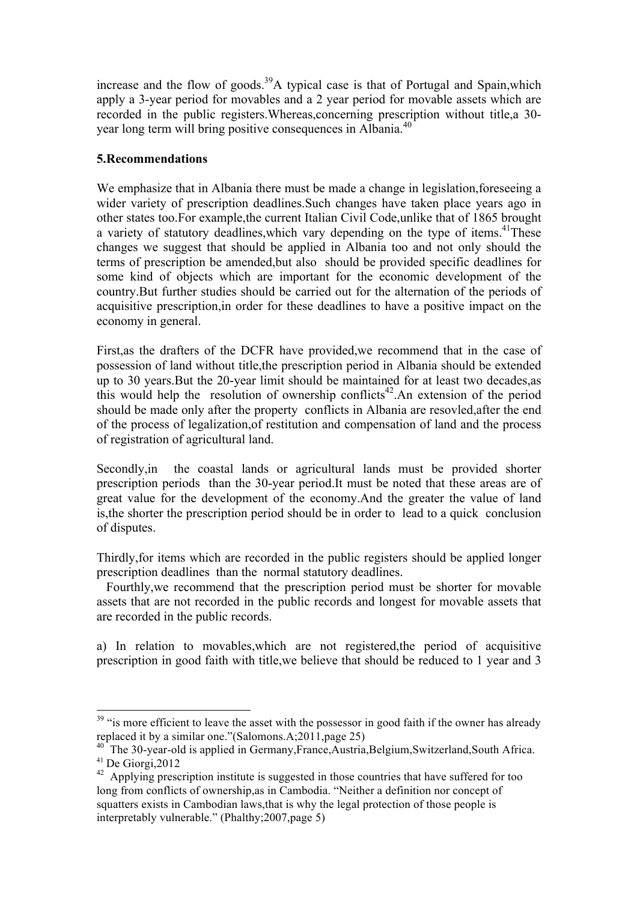increase and the flow of goods.[39] A typical case is that of Portugal and Spain,which apply a 3-year period for movables and a 2 year period for movable assets which are recorded in the public registers.Whereas,concerning prescription without title,a 30-year long term will bring positive consequences in Albania.[40]

## 5.Recommendations

We emphasize that in Albania there must be made a change in legislation,foreseeing a wider variety of prescription deadlines.Such changes have taken place years ago in other states too.For example,the current Italian Civil Code,unlike that of 1865 brought a variety of statutory deadlines,which vary depending on the type of items.[41] These changes we suggest that should be applied in Albania too and not only should the terms of prescription be amended,but also should be provided specific deadlines for some kind of objects which are important for the economic development of the country.But further studies should be carried out for the alternation of the periods of acquisitive prescription,in order for these deadlines to have a positive impact on the economy in general.

First,as the drafters of the DCFR have provided,we recommend that in the case of possession of land without title,the prescription period in Albania should be extended up to 30 years.But the 20-year limit should be maintained for at least two decades,as this would help the resolution of ownership conflicts[42].An extension of the period should be made only after the property conflicts in Albania are resovled,after the end of the process of legalization,of restitution and compensation of land and the process of registration of agricultural land.

Secondly,in the coastal lands or agricultural lands must be provided shorter prescription periods than the 30-year period.It must be noted that these areas are of great value for the development of the economy.And the greater the value of land is,the shorter the prescription period should be in order to lead to a quick conclusion of disputes.

Thirdly,for items which are recorded in the public registers should be applied longer prescription deadlines than the normal statutory deadlines.

Fourthly,we recommend that the prescription period must be shorter for movable assets that are not recorded in the public records and longest for movable assets that are recorded in the public records.

a) In relation to movables,which are not registered,the period of acquisitive prescription in good faith with title,we believe that should be reduced to 1 year and 3

---

[39] "is more efficient to leave the asset with the possessor in good faith if the owner has already replaced it by a similar one."(Salomons.A;2011,page 25)

[40] The 30-year-old is applied in Germany,France,Austria,Belgium,Switzerland,South Africa.

[41] De Giorgi,2012

[42] Applying prescription institute is suggested in those countries that have suffered for too long from conflicts of ownership,as in Cambodia. "Neither a definition nor concept of squatters exists in Cambodian laws,that is why the legal protection of those people is interpretably vulnerable." (Phalthy;2007,page 5)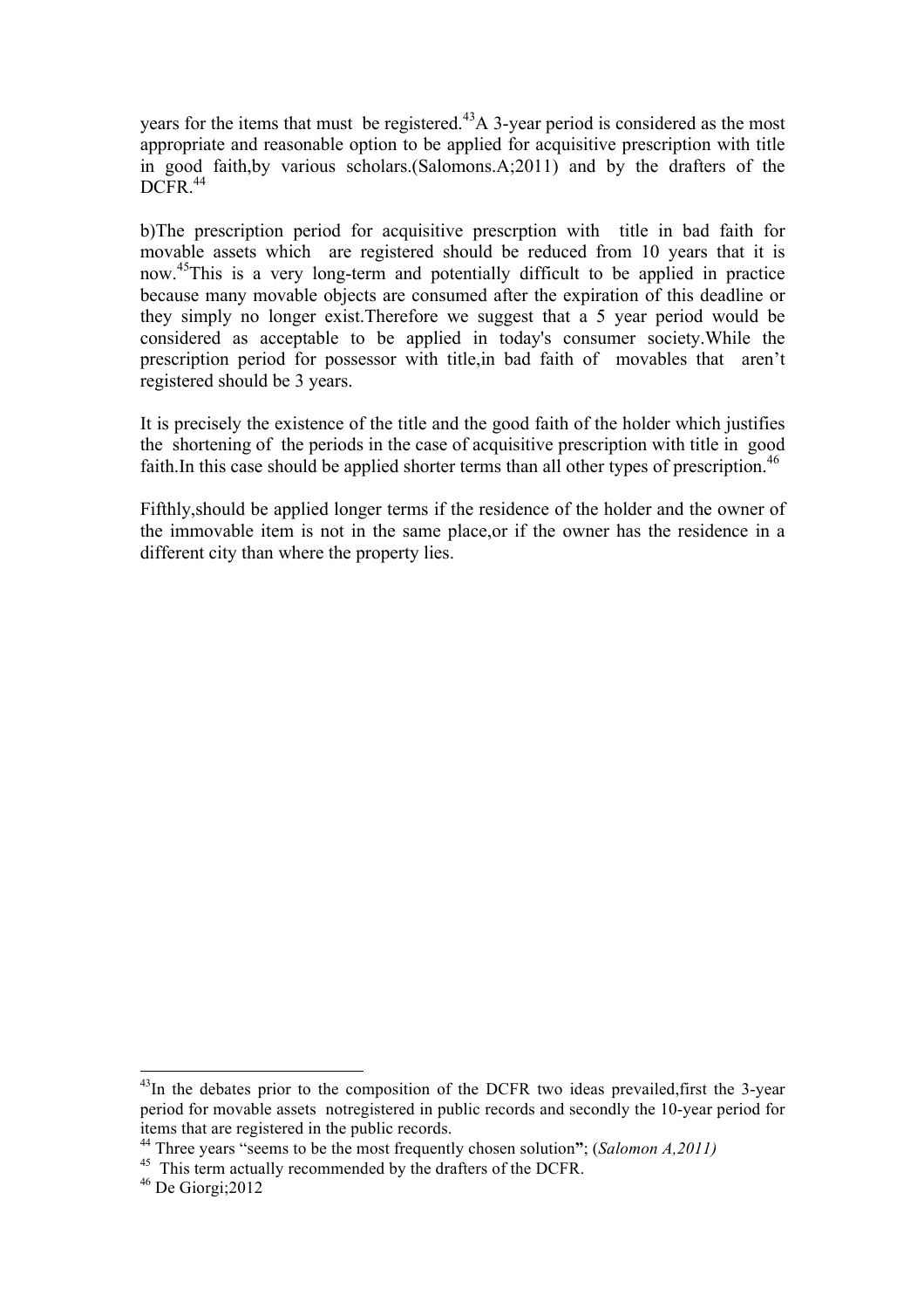years for the items that must be registered.[43]A 3-year period is considered as the most appropriate and reasonable option to be applied for acquisitive prescription with title in good faith,by various scholars.(Salomons.A;2011) and by the drafters of the DCFR.[44]

b)The prescription period for acquisitive prescrption with title in bad faith for movable assets which are registered should be reduced from 10 years that it is now.[45]This is a very long-term and potentially difficult to be applied in practice because many movable objects are consumed after the expiration of this deadline or they simply no longer exist.Therefore we suggest that a 5 year period would be considered as acceptable to be applied in today's consumer society.While the prescription period for possessor with title,in bad faith of movables that aren't registered should be 3 years.

It is precisely the existence of the title and the good faith of the holder which justifies the shortening of the periods in the case of acquisitive prescription with title in good faith.In this case should be applied shorter terms than all other types of prescription.[46]

Fifthly,should be applied longer terms if the residence of the holder and the owner of the immovable item is not in the same place,or if the owner has the residence in a different city than where the property lies.

---

[43]In the debates prior to the composition of the DCFR two ideas prevailed,first the 3-year period for movable assets notregistered in public records and secondly the 10-year period for items that are registered in the public records.

[44] Three years "seems to be the most frequently chosen solution"; (*Salomon A,2011)*

[45] This term actually recommended by the drafters of the DCFR.

[46] De Giorgi;2012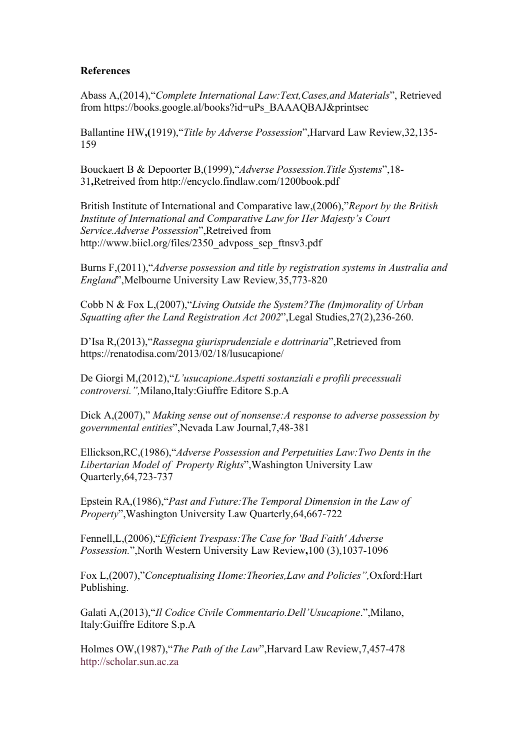**References**

Abass A,(2014),"*Complete International Law:Text,Cases,and Materials*", Retrieved from https://books.google.al/books?id=uPs_BAAAQBAJ&printsec

Ballantine HW,(1919),"*Title by Adverse Possession*",Harvard Law Review,32,135-159

Bouckaert B & Depoorter B,(1999),"*Adverse Possession.Title Systems*",18-31,Retreived from http://encyclo.findlaw.com/1200book.pdf

British Institute of International and Comparative law,(2006),"*Report by the British Institute of International and Comparative Law for Her Majesty's Court Service.Adverse Possession*",Retreived from http://www.biicl.org/files/2350_advposs_sep_ftnsv3.pdf

Burns F,(2011),"*Adverse possession and title by registration systems in Australia and England*",Melbourne University Law Review,35,773-820

Cobb N & Fox L,(2007),"*Living Outside the System?The (Im)morality of Urban Squatting after the Land Registration Act 2002*",Legal Studies,27(2),236-260.

D'Isa R,(2013),"*Rassegna giurisprudenziale e dottrinaria*",Retrieved from https://renatodisa.com/2013/02/18/lusucapione/

De Giorgi M,(2012),"*L'usucapione.Aspetti sostanziali e profili precessuali controversi.",*Milano,Italy:Giuffre Editore S.p.A

Dick A,(2007)," *Making sense out of nonsense:A response to adverse possession by governmental entities*",Nevada Law Journal,7,48-381

Ellickson,RC,(1986),"*Adverse Possession and Perpetuities Law:Two Dents in the Libertarian Model of Property Rights*",Washington University Law Quarterly,64,723-737

Epstein RA,(1986),"*Past and Future:The Temporal Dimension in the Law of Property*",Washington University Law Quarterly,64,667-722

Fennell,L,(2006),"*Efficient Trespass:The Case for 'Bad Faith' Adverse Possession.*",North Western University Law Review,100 (3),1037-1096

Fox L,(2007),"*Conceptualising Home:Theories,Law and Policies",*Oxford:Hart Publishing.

Galati A,(2013),"*Il Codice Civile Commentario.Dell'Usucapione*.",Milano, Italy:Guiffre Editore S.p.A

Holmes OW,(1987),"*The Path of the Law*",Harvard Law Review,7,457-478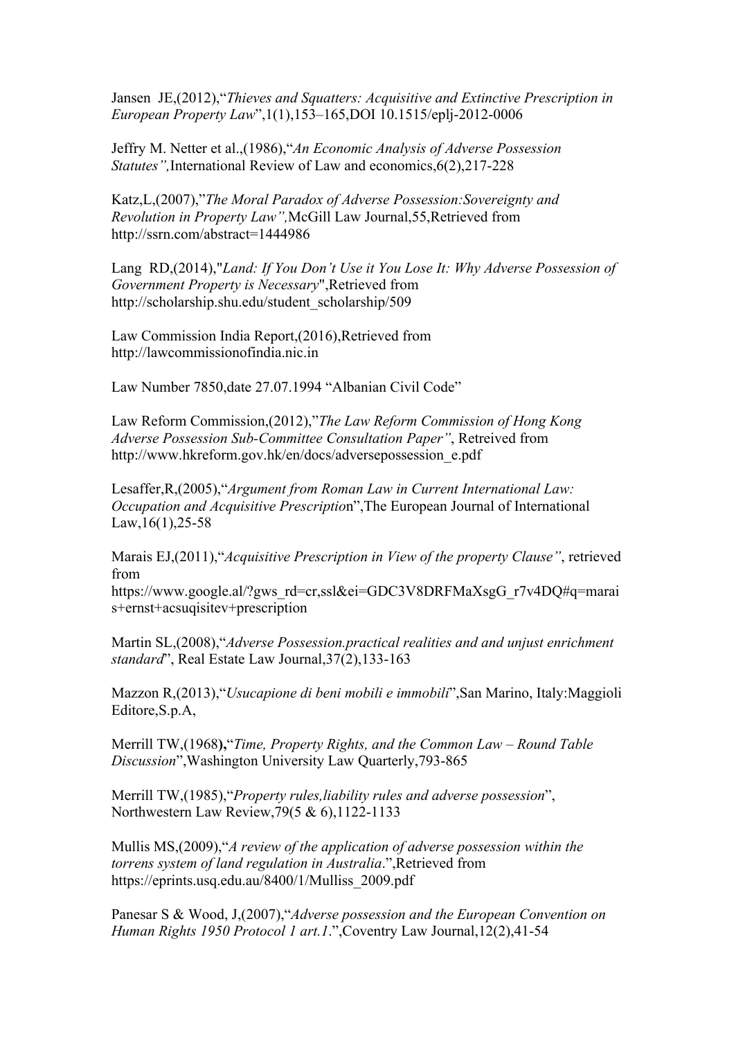Jansen JE,(2012),"*Thieves and Squatters: Acquisitive and Extinctive Prescription in European Property Law*",1(1),153–165,DOI 10.1515/eplj-2012-0006

Jeffry M. Netter et al.,(1986),"*An Economic Analysis of Adverse Possession Statutes",*International Review of Law and economics,6(2),217-228

Katz,L,(2007),"*The Moral Paradox of Adverse Possession:Sovereignty and Revolution in Property Law",*McGill Law Journal,55,Retrieved from http://ssrn.com/abstract=1444986

Lang RD,(2014),"*Land: If You Don't Use it You Lose It: Why Adverse Possession of Government Property is Necessary*",Retrieved from http://scholarship.shu.edu/student_scholarship/509

Law Commission India Report,(2016),Retrieved from http://lawcommissionofindia.nic.in

Law Number 7850,date 27.07.1994 "Albanian Civil Code"

Law Reform Commission,(2012),"*The Law Reform Commission of Hong Kong Adverse Possession Sub-Committee Consultation Paper"*, Retreived from http://www.hkreform.gov.hk/en/docs/adversepossession_e.pdf

Lesaffer,R,(2005),"*Argument from Roman Law in Current International Law: Occupation and Acquisitive Prescriptio*n",The European Journal of International Law,16(1),25-58

Marais EJ,(2011),"*Acquisitive Prescription in View of the property Clause"*, retrieved from https://www.google.al/?gws_rd=cr,ssl&ei=GDC3V8DRFMaXsgG_r7v4DQ#q=marais+ernst+acsuqisitev+prescription

Martin SL,(2008),"*Adverse Possession.practical realities and and unjust enrichment standard*", Real Estate Law Journal,37(2),133-163

Mazzon R,(2013),"*Usucapione di beni mobili e immobili*",San Marino, Italy:Maggioli Editore,S.p.A,

Merrill TW,(1968**),**"*Time, Property Rights, and the Common Law – Round Table Discussion*",Washington University Law Quarterly,793-865

Merrill TW,(1985),"*Property rules,liability rules and adverse possession*", Northwestern Law Review,79(5 & 6),1122-1133

Mullis MS,(2009),"*A review of the application of adverse possession within the torrens system of land regulation in Australia*.",Retrieved from https://eprints.usq.edu.au/8400/1/Mulliss_2009.pdf

Panesar S & Wood, J,(2007),"*Adverse possession and the European Convention on Human Rights 1950 Protocol 1 art.1*.",Coventry Law Journal,12(2),41-54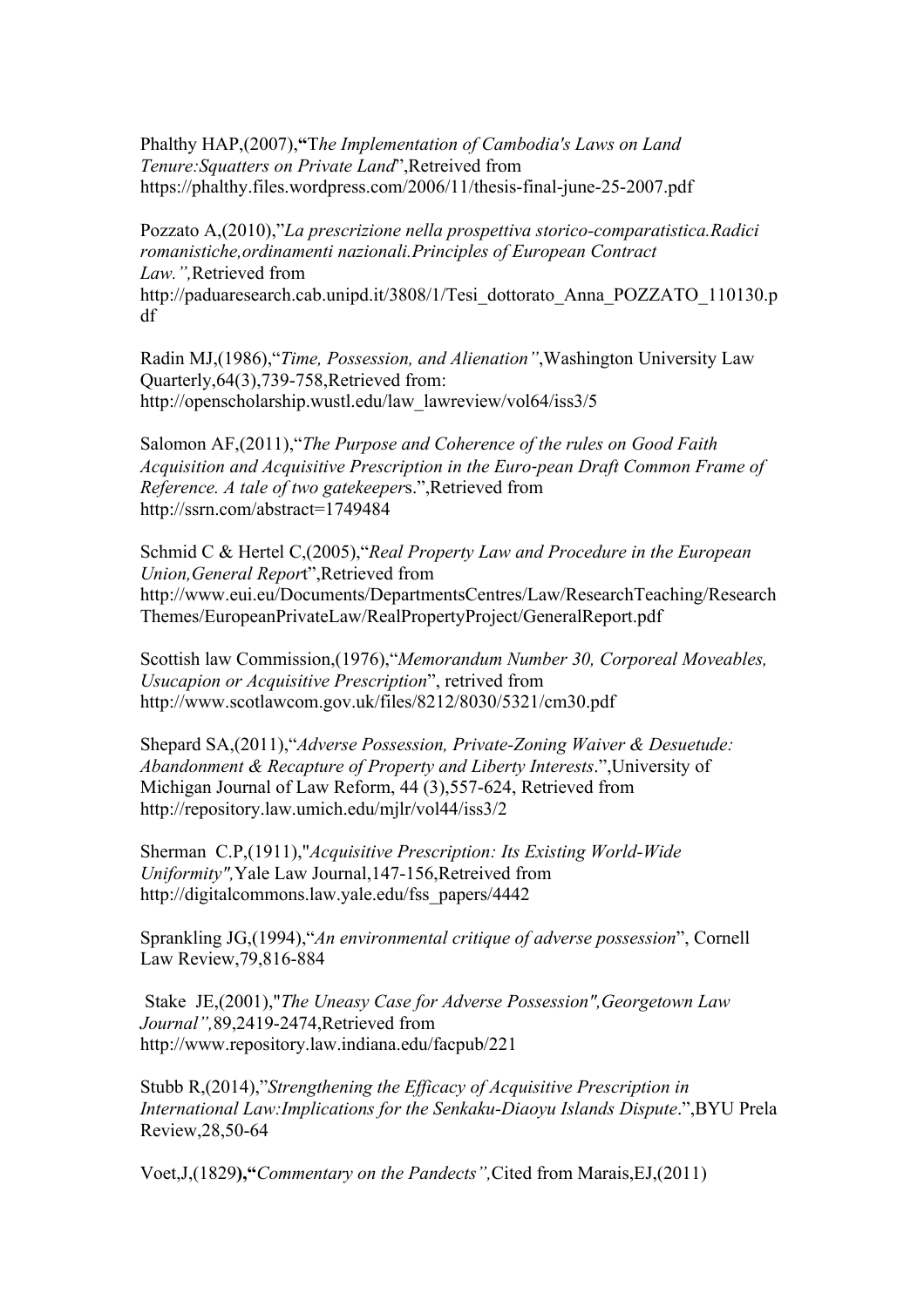Phalthy HAP,(2007),**"**T*he Implementation of Cambodia's Laws on Land Tenure:Squatters on Private Land*",Retreived from https://phalthy.files.wordpress.com/2006/11/thesis-final-june-25-2007.pdf

Pozzato A,(2010),"*La prescrizione nella prospettiva storico-comparatistica.Radici romanistiche,ordinamenti nazionali.Principles of European Contract Law.",*Retrieved from http://paduaresearch.cab.unipd.it/3808/1/Tesi_dottorato_Anna_POZZATO_110130.pdf

Radin MJ,(1986),"*Time, Possession, and Alienation"*,Washington University Law Quarterly,64(3),739-758,Retrieved from: http://openscholarship.wustl.edu/law_lawreview/vol64/iss3/5

Salomon AF,(2011),"*The Purpose and Coherence of the rules on Good Faith Acquisition and Acquisitive Prescription in the Euro-pean Draft Common Frame of Reference. A tale of two gatekeeper*s.",Retrieved from http://ssrn.com/abstract=1749484

Schmid C & Hertel C,(2005),"*Real Property Law and Procedure in the European Union,General Repor*t",Retrieved from http://www.eui.eu/Documents/DepartmentsCentres/Law/ResearchTeaching/ResearchThemes/EuropeanPrivateLaw/RealPropertyProject/GeneralReport.pdf

Scottish law Commission,(1976),"*Memorandum Number 30, Corporeal Moveables, Usucapion or Acquisitive Prescription*", retrived from http://www.scotlawcom.gov.uk/files/8212/8030/5321/cm30.pdf

Shepard SA,(2011),"*Adverse Possession, Private-Zoning Waiver & Desuetude: Abandonment & Recapture of Property and Liberty Interests*.",University of Michigan Journal of Law Reform, 44 (3),557-624, Retrieved from http://repository.law.umich.edu/mjlr/vol44/iss3/2

Sherman C.P,(1911),"*Acquisitive Prescription: Its Existing World-Wide Uniformity",*Yale Law Journal,147-156,Retreived from http://digitalcommons.law.yale.edu/fss_papers/4442

Sprankling JG,(1994),"*An environmental critique of adverse possession*", Cornell Law Review,79,816-884

Stake JE,(2001),"*The Uneasy Case for Adverse Possession",Georgetown Law Journal",*89,2419-2474,Retrieved from http://www.repository.law.indiana.edu/facpub/221

Stubb R,(2014),"*Strengthening the Efficacy of Acquisitive Prescription in International Law:Implications for the Senkaku-Diaoyu Islands Dispute*.",BYU Prela Review,28,50-64

Voet,J,(1829**),"***Commentary on the Pandects",*Cited from Marais,EJ,(2011)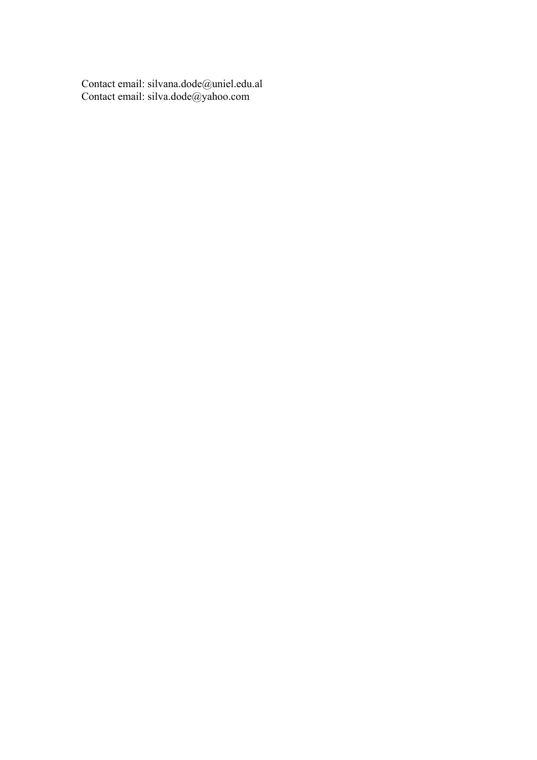Contact email: silvana.dode@uniel.edu.al
Contact email: silva.dode@yahoo.com